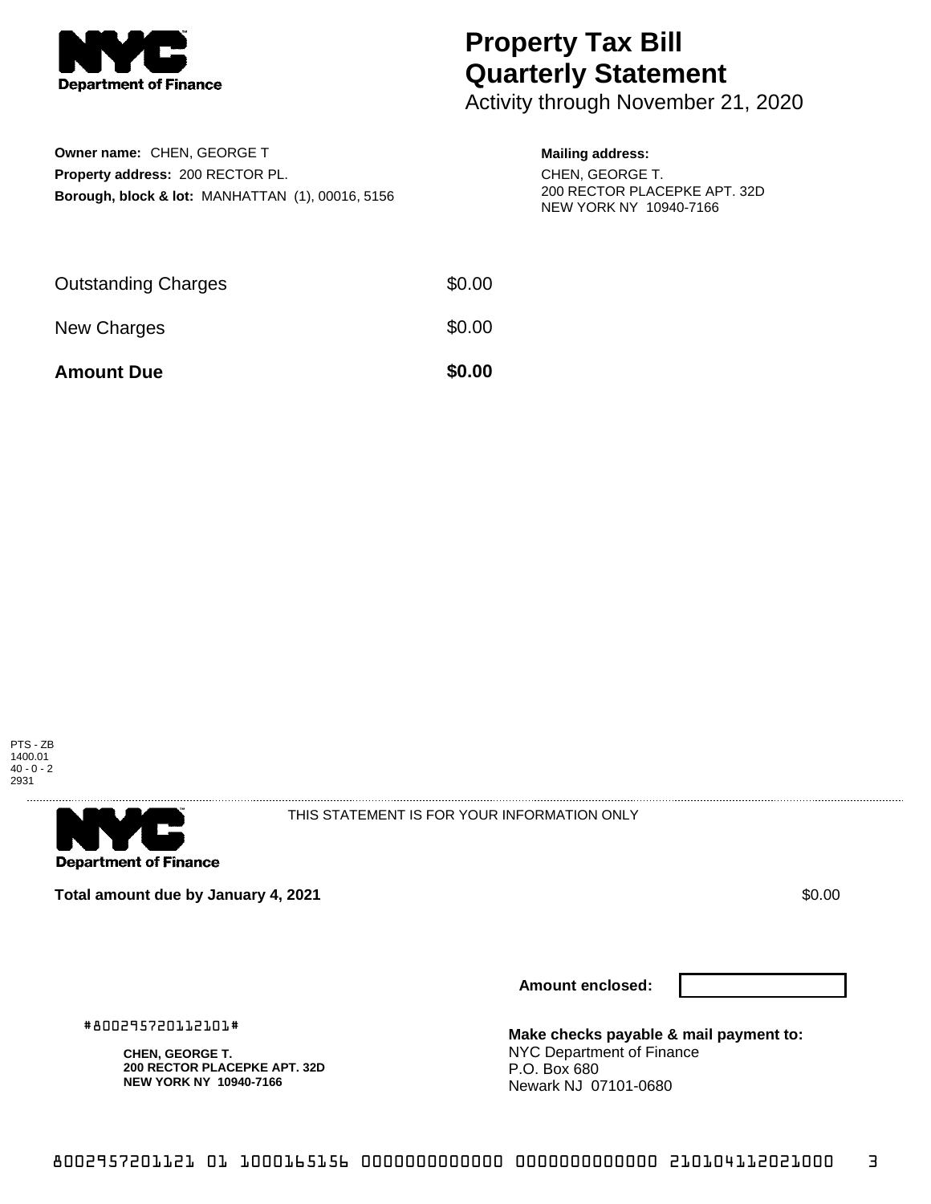# Property Tax Bill Quarterly Statement

Activity through November 21, 2020

**Owner name:** CHEN, GEORGE T
**Property address:** 200 RECTOR PL.
**Borough, block & lot:** MANHATTAN (1), 00016, 5156

**Mailing address:**
CHEN, GEORGE T.
200 RECTOR PLACEPKE APT. 32D
NEW YORK NY 10940-7166

| | |
|---|---|
| Outstanding Charges | $0.00 |
| New Charges | $0.00 |
| **Amount Due** | **$0.00** |

PTS - ZB
1400.01
40 - 0 - 2
2931

THIS STATEMENT IS FOR YOUR INFORMATION ONLY

**Total amount due by January 4, 2021** $0.00

**Amount enclosed:**

#800295720112101#

**CHEN, GEORGE T.**
**200 RECTOR PLACEPKE APT. 32D**
**NEW YORK NY 10940-7166**

**Make checks payable & mail payment to:**
NYC Department of Finance
P.O. Box 680
Newark NJ 07101-0680

8002957201121 01 1000165156 0000000000000 0000000000000 210104112021000 3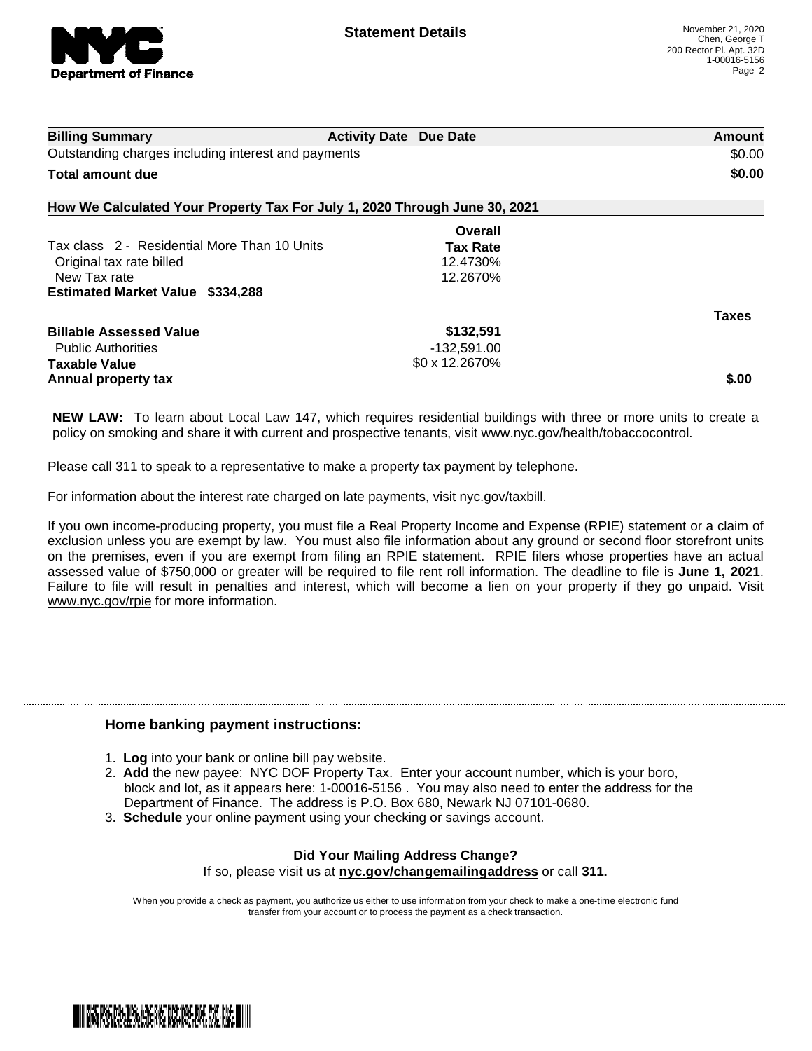## Statement Details

November 21, 2020
Chen, George T
200 Rector Pl. Apt. 32D
1-00016-5156

| Billing Summary | Activity Date | Due Date | Amount |
|---|---|---|---|
| Outstanding charges including interest and payments | | | $0.00 |
| **Total amount due** | | | **$0.00** |

### How We Calculated Your Property Tax For July 1, 2020 Through June 30, 2021

| | Overall Tax Rate | Taxes |
|---|---|---|
| Tax class 2 - Residential More Than 10 Units | | |
| Original tax rate billed | 12.4730% | |
| New Tax rate | 12.2670% | |
| **Estimated Market Value $334,288** | | |
| **Billable Assessed Value** | **$132,591** | |
| Public Authorities | -132,591.00 | |
| **Taxable Value** | $0 x 12.2670% | |
| **Annual property tax** | | **$.00** |

**NEW LAW:** To learn about Local Law 147, which requires residential buildings with three or more units to create a policy on smoking and share it with current and prospective tenants, visit www.nyc.gov/health/tobaccocontrol.

Please call 311 to speak to a representative to make a property tax payment by telephone.

For information about the interest rate charged on late payments, visit nyc.gov/taxbill.

If you own income-producing property, you must file a Real Property Income and Expense (RPIE) statement or a claim of exclusion unless you are exempt by law. You must also file information about any ground or second floor storefront units on the premises, even if you are exempt from filing an RPIE statement. RPIE filers whose properties have an actual assessed value of $750,000 or greater will be required to file rent roll information. The deadline to file is **June 1, 2021**. Failure to file will result in penalties and interest, which will become a lien on your property if they go unpaid. Visit www.nyc.gov/rpie for more information.

### Home banking payment instructions:

1. **Log** into your bank or online bill pay website.
2. **Add** the new payee: NYC DOF Property Tax. Enter your account number, which is your boro, block and lot, as it appears here: 1-00016-5156 . You may also need to enter the address for the Department of Finance. The address is P.O. Box 680, Newark NJ 07101-0680.
3. **Schedule** your online payment using your checking or savings account.

**Did Your Mailing Address Change?**

If so, please visit us at **nyc.gov/changemailingaddress** or call **311.**

When you provide a check as payment, you authorize us either to use information from your check to make a one-time electronic fund transfer from your account or to process the payment as a check transaction.